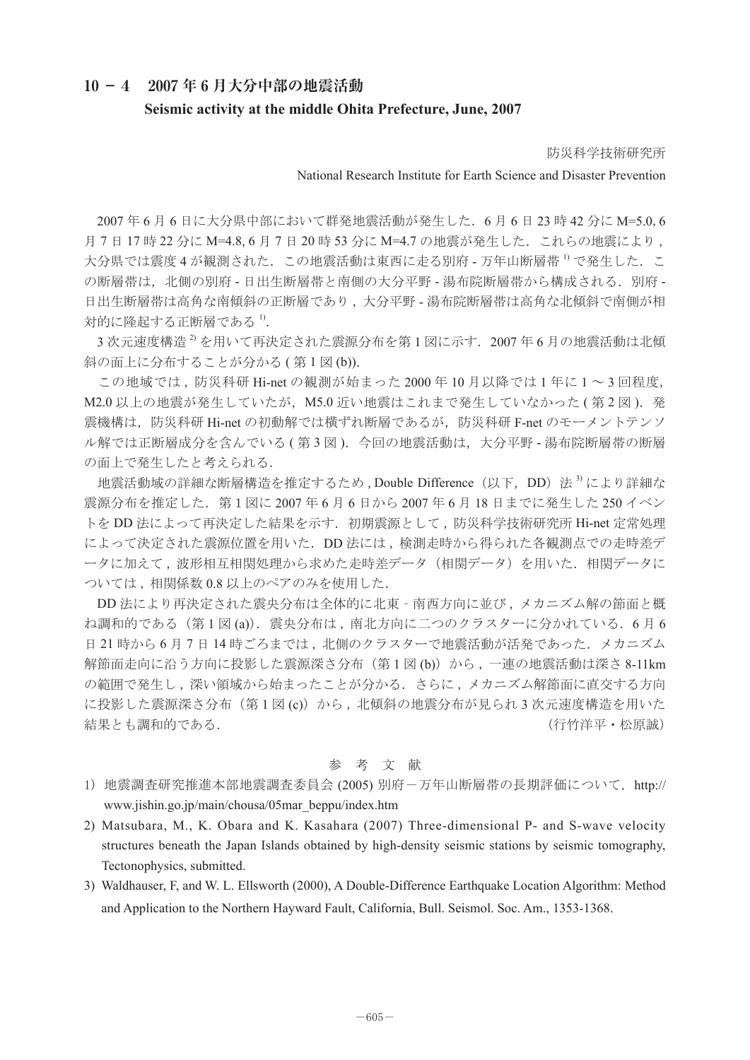# 10 − 4　2007 年 6 月大分中部の地震活動

## Seismic activity at the middle Ohita Prefecture, June, 2007

防災科学技術研究所

National Research Institute for Earth Science and Disaster Prevention

2007 年 6 月 6 日に大分県中部において群発地震活動が発生した．6 月 6 日 23 時 42 分に M=5.0, 6 月 7 日 17 時 22 分に M=4.8, 6 月 7 日 20 時 53 分に M=4.7 の地震が発生した．これらの地震により，大分県では震度 4 が観測された．この地震活動は東西に走る別府 - 万年山断層帯 [1] で発生した．この断層帯は，北側の別府 - 日出生断層帯と南側の大分平野 - 湯布院断層帯から構成される．別府 - 日出生断層帯は高角な南傾斜の正断層であり，大分平野 - 湯布院断層帯は高角な北傾斜で南側が相対的に隆起する正断層である [1]．

3 次元速度構造 [2] を用いて再決定された震源分布を第 1 図に示す．2007 年 6 月の地震活動は北傾斜の面上に分布することが分かる ( 第 1 図 (b))．

この地域では，防災科研 Hi-net の観測が始まった 2000 年 10 月以降では 1 年に 1 〜 3 回程度，M2.0 以上の地震が発生していたが，M5.0 近い地震はこれまで発生していなかった ( 第 2 図 )．発震機構は，防災科研 Hi-net の初動解では横ずれ断層であるが，防災科研 F-net のモーメントテンソル解では正断層成分を含んでいる ( 第 3 図 )．今回の地震活動は，大分平野 - 湯布院断層帯の断層の面上で発生したと考えられる．

地震活動域の詳細な断層構造を推定するため , Double Difference（以下，DD）法 [3] により詳細な震源分布を推定した．第 1 図に 2007 年 6 月 6 日から 2007 年 6 月 18 日までに発生した 250 イベントを DD 法によって再決定した結果を示す．初期震源として , 防災科学技術研究所 Hi-net 定常処理によって決定された震源位置を用いた．DD 法には , 検測走時から得られた各観測点での走時差データに加えて , 波形相互相関処理から求めた走時差データ（相関データ）を用いた．相関データについては , 相関係数 0.8 以上のペアのみを使用した．

DD 法により再決定された震央分布は全体的に北東 - 南西方向に並び , メカニズム解の節面と概ね調和的である（第 1 図 (a)）．震央分布は , 南北方向に二つのクラスターに分かれている．6 月 6 日 21 時から 6 月 7 日 14 時ごろまでは , 北側のクラスターで地震活動が活発であった．メカニズム解節面走向に沿う方向に投影した震源深さ分布（第 1 図 (b)）から , 一連の地震活動は深さ 8-11km の範囲で発生し , 深い領域から始まったことが分かる．さらに , メカニズム解節面に直交する方向に投影した震源深さ分布（第 1 図 (c)）から , 北傾斜の地震分布が見られ 3 次元速度構造を用いた結果とも調和的である．　　　　　　　　　　　　　　　　　　　　　　　　　　（行竹洋平・松原誠）

### 参　考　文　献

1) 地震調査研究推進本部地震調査委員会 (2005) 別府－万年山断層帯の長期評価について，http://www.jishin.go.jp/main/chousa/05mar_beppu/index.htm
2) Matsubara, M., K. Obara and K. Kasahara (2007) Three-dimensional P- and S-wave velocity structures beneath the Japan Islands obtained by high-density seismic stations by seismic tomography, Tectonophysics, submitted.
3) Waldhauser, F, and W. L. Ellsworth (2000), A Double-Difference Earthquake Location Algorithm: Method and Application to the Northern Hayward Fault, California, Bull. Seismol. Soc. Am., 1353-1368.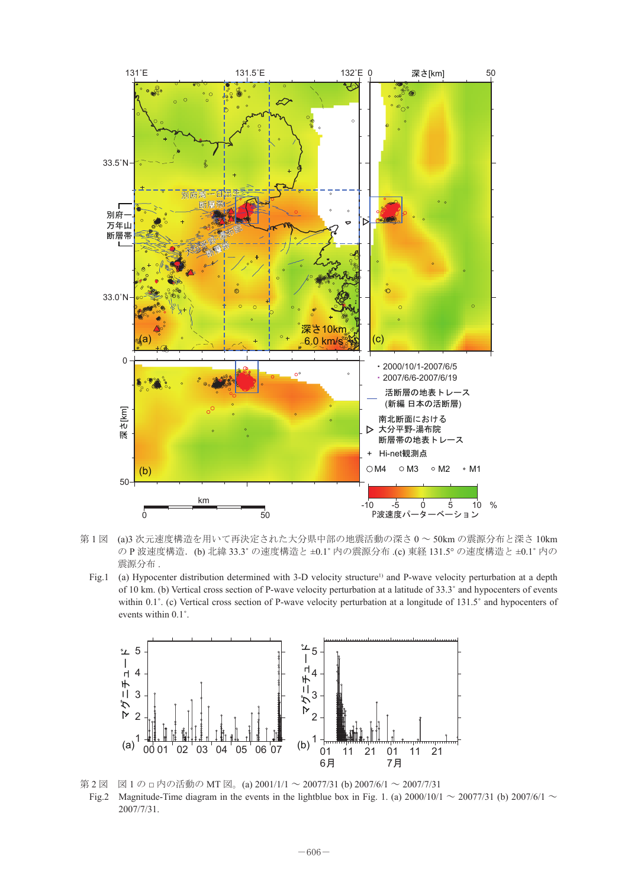第 1 図　(a)3 次元速度構造を用いて再決定された大分県中部の地震活動の深さ 0 ～ 50km の震源分布と深さ 10km の P 波速度構造．(b) 北緯 33.3° の速度構造と ±0.1° 内の震源分布 .(c) 東経 131.5° の速度構造と ±0.1° 内の震源分布 .

Fig.1　(a) Hypocenter distribution determined with 3-D velocity structure[1] and P-wave velocity perturbation at a depth of 10 km. (b) Vertical cross section of P-wave velocity perturbation at a latitude of 33.3° and hypocenters of events within 0.1°. (c) Vertical cross section of P-wave velocity perturbation at a longitude of 131.5° and hypocenters of events within 0.1°.

第 2 図　図 1 の □ 内の活動の MT 図。(a) 2001/1/1 ～ 20077/31 (b) 2007/6/1 ～ 2007/7/31

Fig.2　Magnitude-Time diagram in the events in the lightblue box in Fig. 1. (a) 2000/10/1 ～ 20077/31 (b) 2007/6/1 ～ 2007/7/31.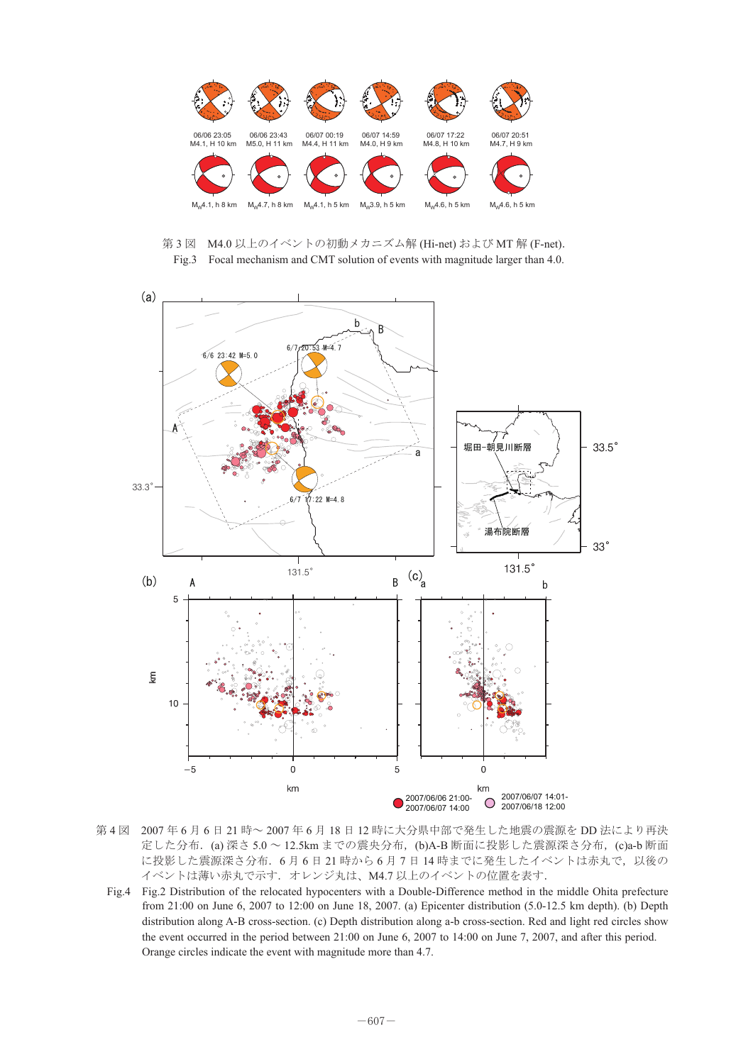06/06 23:05
M4.1, H 10 km

06/06 23:43
M5.0, H 11 km

06/07 00:19
M4.4, H 11 km

06/07 14:59
M4.0, H 9 km

06/07 17:22
M4.8, H 10 km

06/07 20:51
M4.7, H 9 km

$M_W$4.1, h 8 km

$M_W$4.7, h 8 km

$M_W$4.1, h 5 km

$M_W$3.9, h 5 km

$M_W$4.6, h 5 km

$M_W$4.6, h 5 km

第 3 図　M4.0 以上のイベントの初動メカニズム解 (Hi-net) および MT 解 (F-net).

Fig.3　Focal mechanism and CMT solution of events with magnitude larger than 4.0.

(a)

b B

6/7 20:53 M=4.7

6/6 23:42 M=5.0

A

a

33.3°

6/7 17:22 M=4.8

131.5°

堀田-朝見川断層

33.5°

湯布院断層

33°

131.5°

(b) A B

(c) a b

5

km

10

−5 0 5

km

0

km

2007/06/06 21:00-
2007/06/07 14:00

2007/06/07 14:01-
2007/06/18 12:00

第 4 図　2007 年 6 月 6 日 21 時～ 2007 年 6 月 18 日 12 時に大分県中部で発生した地震の震源を DD 法により再決定した分布．(a) 深さ 5.0 ～ 12.5km までの震央分布，(b)A-B 断面に投影した震源深さ分布，(c)a-b 断面に投影した震源深さ分布．6 月 6 日 21 時から 6 月 7 日 14 時までに発生したイベントは赤丸で，以後のイベントは薄い赤丸で示す．オレンジ丸は、M4.7 以上のイベントの位置を表す．

Fig.4　Fig.2 Distribution of the relocated hypocenters with a Double-Difference method in the middle Ohita prefecture from 21:00 on June 6, 2007 to 12:00 on June 18, 2007. (a) Epicenter distribution (5.0-12.5 km depth). (b) Depth distribution along A-B cross-section. (c) Depth distribution along a-b cross-section. Red and light red circles show the event occurred in the period between 21:00 on June 6, 2007 to 14:00 on June 7, 2007, and after this period. Orange circles indicate the event with magnitude more than 4.7.